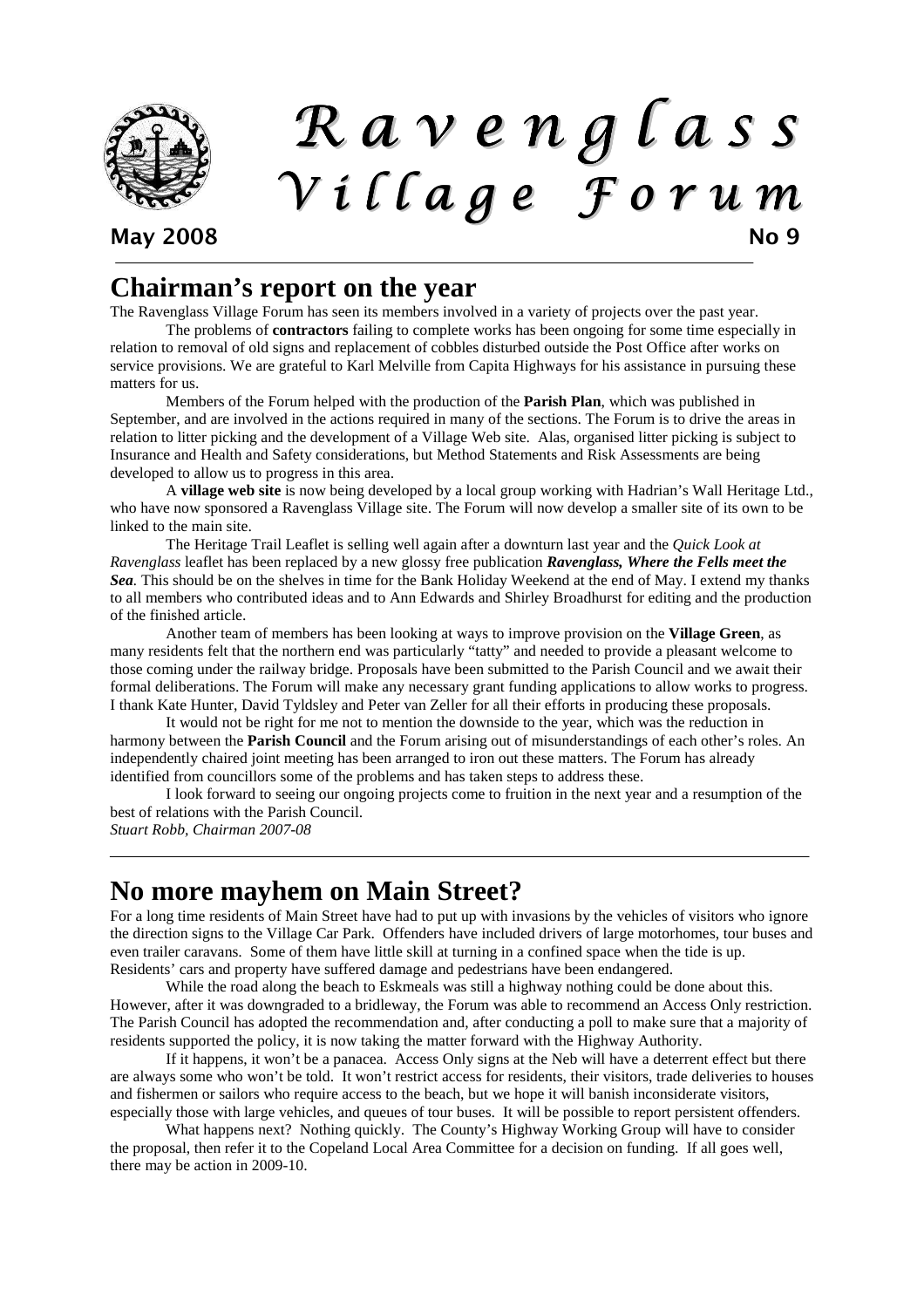# Ravenglass Village Forum

**May 2008** **No 9**

## Chairman's report on the year

The Ravenglass Village Forum has seen its members involved in a variety of projects over the past year.

The problems of **contractors** failing to complete works has been ongoing for some time especially in relation to removal of old signs and replacement of cobbles disturbed outside the Post Office after works on service provisions. We are grateful to Karl Melville from Capita Highways for his assistance in pursuing these matters for us.

Members of the Forum helped with the production of the **Parish Plan**, which was published in September, and are involved in the actions required in many of the sections. The Forum is to drive the areas in relation to litter picking and the development of a Village Web site. Alas, organised litter picking is subject to Insurance and Health and Safety considerations, but Method Statements and Risk Assessments are being developed to allow us to progress in this area.

A **village web site** is now being developed by a local group working with Hadrian's Wall Heritage Ltd., who have now sponsored a Ravenglass Village site. The Forum will now develop a smaller site of its own to be linked to the main site.

The Heritage Trail Leaflet is selling well again after a downturn last year and the *Quick Look at Ravenglass* leaflet has been replaced by a new glossy free publication ***Ravenglass, Where the Fells meet the Sea***. This should be on the shelves in time for the Bank Holiday Weekend at the end of May. I extend my thanks to all members who contributed ideas and to Ann Edwards and Shirley Broadhurst for editing and the production of the finished article.

Another team of members has been looking at ways to improve provision on the **Village Green**, as many residents felt that the northern end was particularly "tatty" and needed to provide a pleasant welcome to those coming under the railway bridge. Proposals have been submitted to the Parish Council and we await their formal deliberations. The Forum will make any necessary grant funding applications to allow works to progress. I thank Kate Hunter, David Tyldsley and Peter van Zeller for all their efforts in producing these proposals.

It would not be right for me not to mention the downside to the year, which was the reduction in harmony between the **Parish Council** and the Forum arising out of misunderstandings of each other's roles. An independently chaired joint meeting has been arranged to iron out these matters. The Forum has already identified from councillors some of the problems and has taken steps to address these.

I look forward to seeing our ongoing projects come to fruition in the next year and a resumption of the best of relations with the Parish Council.

*Stuart Robb, Chairman 2007-08*

---

## No more mayhem on Main Street?

For a long time residents of Main Street have had to put up with invasions by the vehicles of visitors who ignore the direction signs to the Village Car Park. Offenders have included drivers of large motorhomes, tour buses and even trailer caravans. Some of them have little skill at turning in a confined space when the tide is up. Residents' cars and property have suffered damage and pedestrians have been endangered.

While the road along the beach to Eskmeals was still a highway nothing could be done about this. However, after it was downgraded to a bridleway, the Forum was able to recommend an Access Only restriction. The Parish Council has adopted the recommendation and, after conducting a poll to make sure that a majority of residents supported the policy, it is now taking the matter forward with the Highway Authority.

If it happens, it won't be a panacea. Access Only signs at the Neb will have a deterrent effect but there are always some who won't be told. It won't restrict access for residents, their visitors, trade deliveries to houses and fishermen or sailors who require access to the beach, but we hope it will banish inconsiderate visitors, especially those with large vehicles, and queues of tour buses. It will be possible to report persistent offenders.

What happens next? Nothing quickly. The County's Highway Working Group will have to consider the proposal, then refer it to the Copeland Local Area Committee for a decision on funding. If all goes well, there may be action in 2009-10.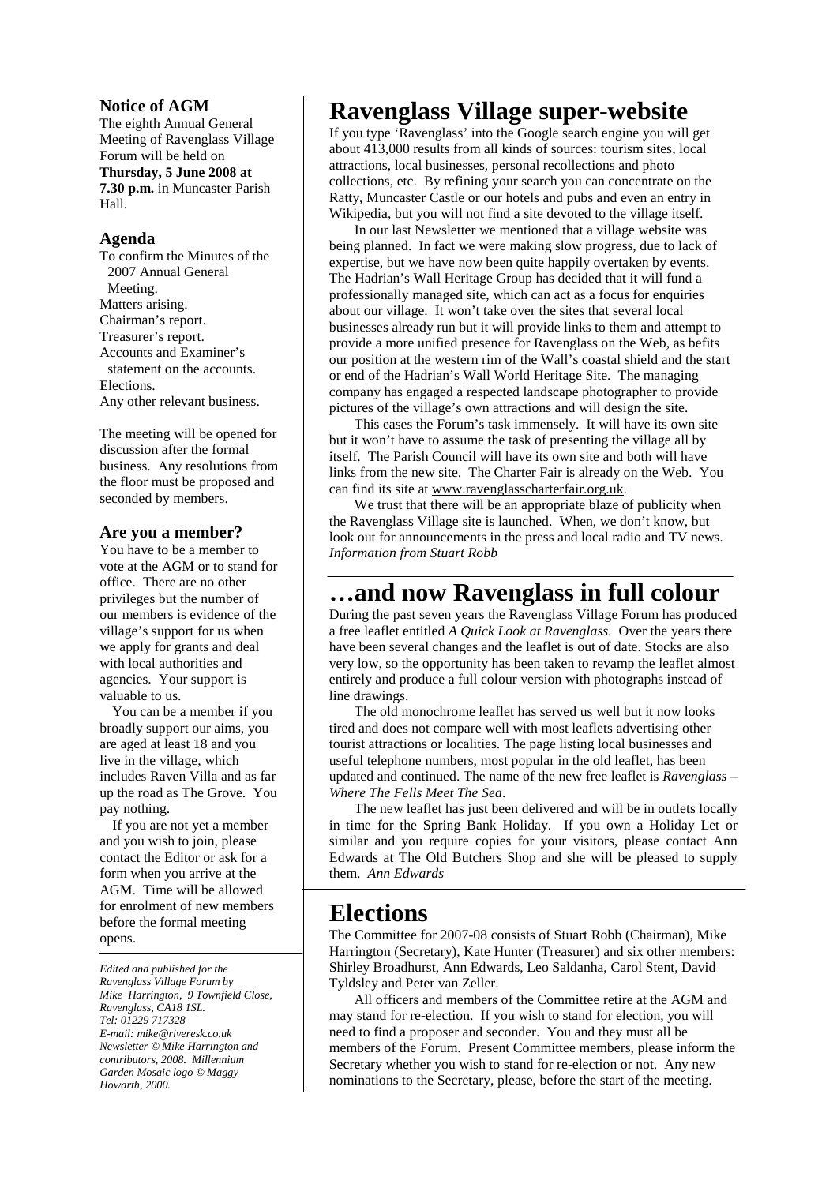### Notice of AGM

The eighth Annual General Meeting of Ravenglass Village Forum will be held on **Thursday, 5 June 2008 at 7.30 p.m.** in Muncaster Parish Hall.

### Agenda

To confirm the Minutes of the 2007 Annual General Meeting.
Matters arising.
Chairman's report.
Treasurer's report.
Accounts and Examiner's statement on the accounts.
Elections.
Any other relevant business.

The meeting will be opened for discussion after the formal business. Any resolutions from the floor must be proposed and seconded by members.

### Are you a member?

You have to be a member to vote at the AGM or to stand for office. There are no other privileges but the number of our members is evidence of the village's support for us when we apply for grants and deal with local authorities and agencies. Your support is valuable to us.

You can be a member if you broadly support our aims, you are aged at least 18 and you live in the village, which includes Raven Villa and as far up the road as The Grove. You pay nothing.

If you are not yet a member and you wish to join, please contact the Editor or ask for a form when you arrive at the AGM. Time will be allowed for enrolment of new members before the formal meeting opens.

*Edited and published for the Ravenglass Village Forum by Mike Harrington, 9 Townfield Close, Ravenglass, CA18 1SL. Tel: 01229 717328 E-mail: mike@riveresk.co.uk Newsletter © Mike Harrington and contributors, 2008. Millennium Garden Mosaic logo © Maggy Howarth, 2000.*

# Ravenglass Village super-website

If you type 'Ravenglass' into the Google search engine you will get about 413,000 results from all kinds of sources: tourism sites, local attractions, local businesses, personal recollections and photo collections, etc. By refining your search you can concentrate on the Ratty, Muncaster Castle or our hotels and pubs and even an entry in Wikipedia, but you will not find a site devoted to the village itself.

In our last Newsletter we mentioned that a village website was being planned. In fact we were making slow progress, due to lack of expertise, but we have now been quite happily overtaken by events. The Hadrian's Wall Heritage Group has decided that it will fund a professionally managed site, which can act as a focus for enquiries about our village. It won't take over the sites that several local businesses already run but it will provide links to them and attempt to provide a more unified presence for Ravenglass on the Web, as befits our position at the western rim of the Wall's coastal shield and the start or end of the Hadrian's Wall World Heritage Site. The managing company has engaged a respected landscape photographer to provide pictures of the village's own attractions and will design the site.

This eases the Forum's task immensely. It will have its own site but it won't have to assume the task of presenting the village all by itself. The Parish Council will have its own site and both will have links from the new site. The Charter Fair is already on the Web. You can find its site at www.ravenglasscharterfair.org.uk.

We trust that there will be an appropriate blaze of publicity when the Ravenglass Village site is launched. When, we don't know, but look out for announcements in the press and local radio and TV news. *Information from Stuart Robb*

# …and now Ravenglass in full colour

During the past seven years the Ravenglass Village Forum has produced a free leaflet entitled *A Quick Look at Ravenglass*. Over the years there have been several changes and the leaflet is out of date. Stocks are also very low, so the opportunity has been taken to revamp the leaflet almost entirely and produce a full colour version with photographs instead of line drawings.

The old monochrome leaflet has served us well but it now looks tired and does not compare well with most leaflets advertising other tourist attractions or localities. The page listing local businesses and useful telephone numbers, most popular in the old leaflet, has been updated and continued. The name of the new free leaflet is *Ravenglass – Where The Fells Meet The Sea*.

The new leaflet has just been delivered and will be in outlets locally in time for the Spring Bank Holiday. If you own a Holiday Let or similar and you require copies for your visitors, please contact Ann Edwards at The Old Butchers Shop and she will be pleased to supply them. *Ann Edwards*

# Elections

The Committee for 2007-08 consists of Stuart Robb (Chairman), Mike Harrington (Secretary), Kate Hunter (Treasurer) and six other members: Shirley Broadhurst, Ann Edwards, Leo Saldanha, Carol Stent, David Tyldsley and Peter van Zeller.

All officers and members of the Committee retire at the AGM and may stand for re-election. If you wish to stand for election, you will need to find a proposer and seconder. You and they must all be members of the Forum. Present Committee members, please inform the Secretary whether you wish to stand for re-election or not. Any new nominations to the Secretary, please, before the start of the meeting.